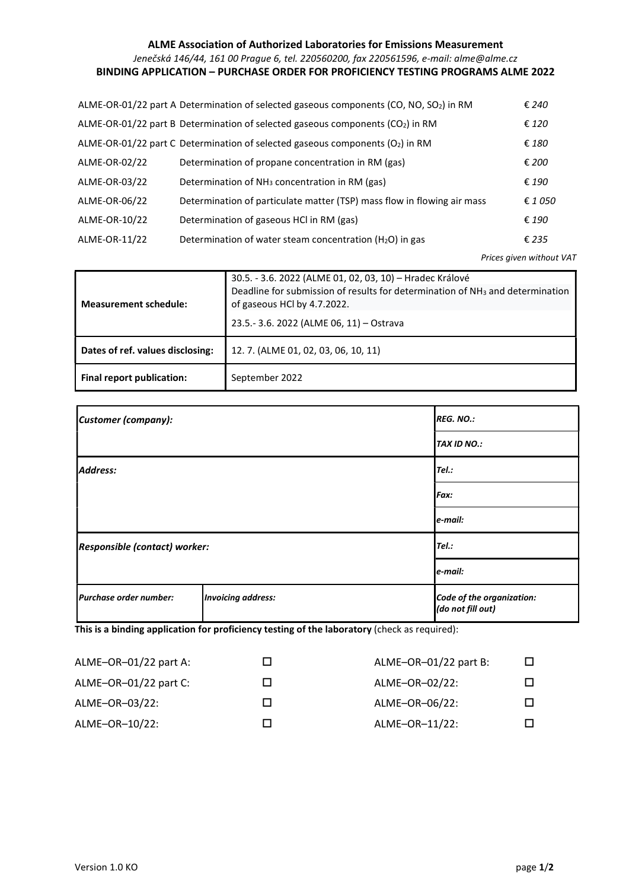**ALME Association of Authorized Laboratories for Emissions Measurement**

*Jenečská 146/44, 161 00 Prague 6, tel. 220560200, fax 220561596, e-mail: alme@alme.cz*

**BINDING APPLICATION – PURCHASE ORDER FOR PROFICIENCY TESTING PROGRAMS ALME 2022**

| | | |
|---|---|---|
| ALME-OR-01/22 part A | Determination of selected gaseous components (CO, NO, $SO_2$) in RM | *€ 240* |
| ALME-OR-01/22 part B | Determination of selected gaseous components ($CO_2$) in RM | *€ 120* |
| ALME-OR-01/22 part C | Determination of selected gaseous components ($O_2$) in RM | *€ 180* |
| ALME-OR-02/22 | Determination of propane concentration in RM (gas) | *€ 200* |
| ALME-OR-03/22 | Determination of $NH_3$ concentration in RM (gas) | *€ 190* |
| ALME-OR-06/22 | Determination of particulate matter (TSP) mass flow in flowing air mass | *€ 1 050* |
| ALME-OR-10/22 | Determination of gaseous HCl in RM (gas) | *€ 190* |
| ALME-OR-11/22 | Determination of water steam concentration ($H_2O$) in gas | *€ 235* |

*Prices given without VAT*

| | |
|---|---|
| **Measurement schedule:** | 30.5. - 3.6. 2022 (ALME 01, 02, 03, 10) – Hradec Králové<br>Deadline for submission of results for determination of $NH_3$ and determination of gaseous HCl by 4.7.2022.<br>23.5.- 3.6. 2022 (ALME 06, 11) – Ostrava |
| **Dates of ref. values disclosing:** | 12. 7. (ALME 01, 02, 03, 06, 10, 11) |
| **Final report publication:** | September 2022 |

| | | |
|---|---|---|
| ***Customer (company):*** | | ***REG. NO.:*** |
| | | ***TAX ID NO.:*** |
| ***Address:*** | | ***Tel.:*** |
| | | ***Fax:*** |
| | | ***e-mail:*** |
| ***Responsible (contact) worker:*** | | ***Tel.:*** |
| | | ***e-mail:*** |
| ***Purchase order number:*** | ***Invoicing address:*** | ***Code of the organization: (do not fill out)*** |

**This is a binding application for proficiency testing of the laboratory** (check as required):

| | | | |
|---|---|---|---|
| ALME–OR–01/22 part A: | ☐ | ALME–OR–01/22 part B: | ☐ |
| ALME–OR–01/22 part C: | ☐ | ALME–OR–02/22: | ☐ |
| ALME–OR–03/22: | ☐ | ALME–OR–06/22: | ☐ |
| ALME–OR–10/22: | ☐ | ALME–OR–11/22: | ☐ |

Version 1.0 KO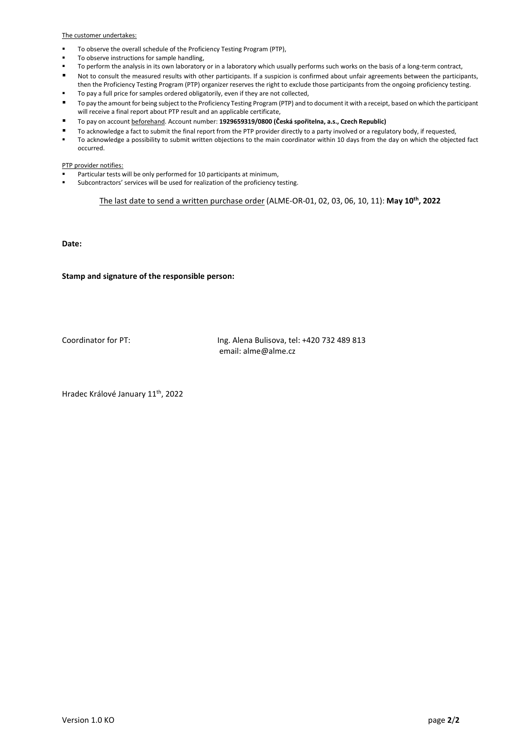<u>The customer undertakes:</u>

- To observe the overall schedule of the Proficiency Testing Program (PTP),
- To observe instructions for sample handling,
- To perform the analysis in its own laboratory or in a laboratory which usually performs such works on the basis of a long-term contract,
- Not to consult the measured results with other participants. If a suspicion is confirmed about unfair agreements between the participants, then the Proficiency Testing Program (PTP) organizer reserves the right to exclude those participants from the ongoing proficiency testing.
- To pay a full price for samples ordered obligatorily, even if they are not collected,
- To pay the amount for being subject to the Proficiency Testing Program (PTP) and to document it with a receipt, based on which the participant will receive a final report about PTP result and an applicable certificate,
- To pay on account <u>beforehand</u>. Account number: **1929659319/0800 (Česká spořitelna, a.s., Czech Republic)**
- To acknowledge a fact to submit the final report from the PTP provider directly to a party involved or a regulatory body, if requested,
- To acknowledge a possibility to submit written objections to the main coordinator within 10 days from the day on which the objected fact occurred.

<u>PTP provider notifies:</u>

- Particular tests will be only performed for 10 participants at minimum,
- Subcontractors' services will be used for realization of the proficiency testing.

<u>The last date to send a written purchase order</u> (ALME-OR-01, 02, 03, 06, 10, 11): **May 10th, 2022**

**Date:**

**Stamp and signature of the responsible person:**

Coordinator for PT: Ing. Alena Bulisova, tel: +420 732 489 813
email: alme@alme.cz

Hradec Králové January 11th, 2022

Version 1.0 KO